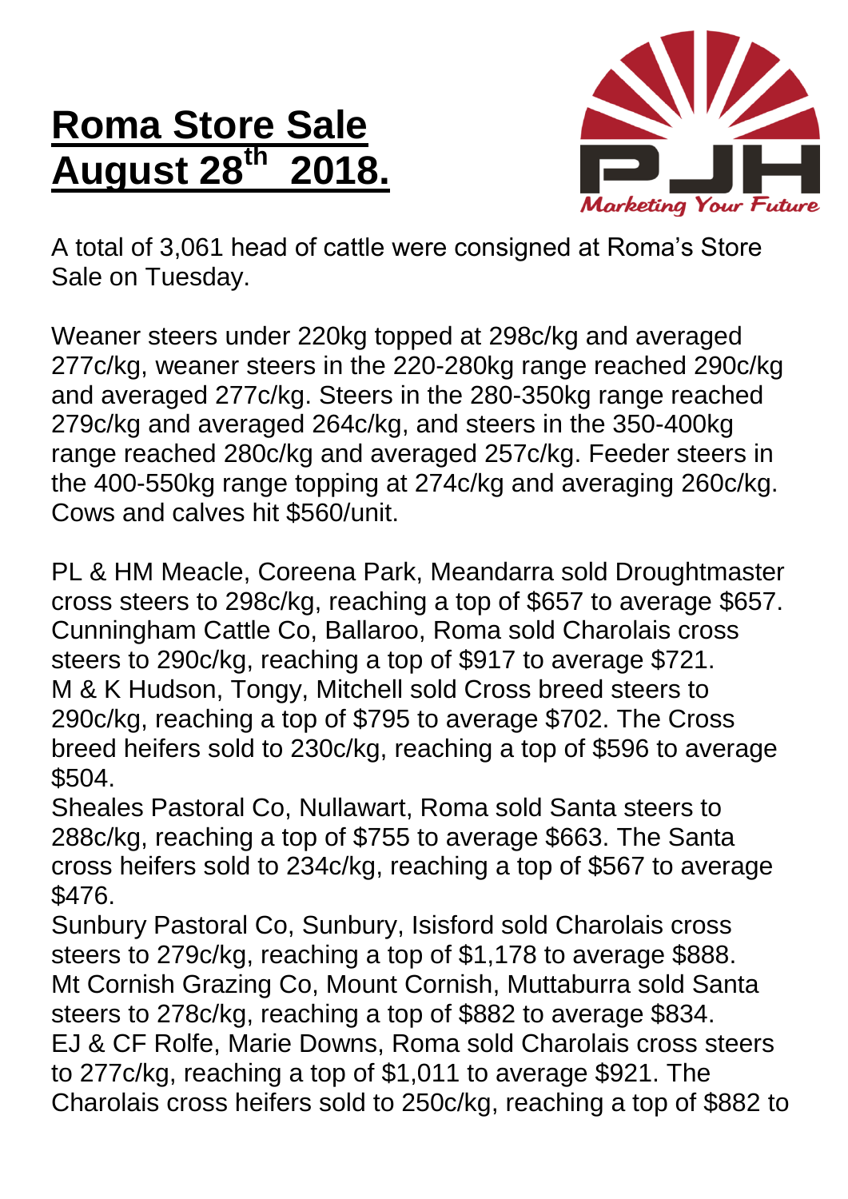# Roma Store Sale August 28th 2018.

PJH

*Marketing Your Future*

A total of 3,061 head of cattle were consigned at Roma's Store Sale on Tuesday.

Weaner steers under 220kg topped at 298c/kg and averaged 277c/kg, weaner steers in the 220-280kg range reached 290c/kg and averaged 277c/kg. Steers in the 280-350kg range reached 279c/kg and averaged 264c/kg, and steers in the 350-400kg range reached 280c/kg and averaged 257c/kg. Feeder steers in the 400-550kg range topping at 274c/kg and averaging 260c/kg. Cows and calves hit $560/unit.

PL & HM Meacle, Coreena Park, Meandarra sold Droughtmaster cross steers to 298c/kg, reaching a top of $657 to average $657.
Cunningham Cattle Co, Ballaroo, Roma sold Charolais cross steers to 290c/kg, reaching a top of $917 to average $721.
M & K Hudson, Tongy, Mitchell sold Cross breed steers to 290c/kg, reaching a top of $795 to average $702. The Cross breed heifers sold to 230c/kg, reaching a top of $596 to average $504.
Sheales Pastoral Co, Nullawart, Roma sold Santa steers to 288c/kg, reaching a top of $755 to average $663. The Santa cross heifers sold to 234c/kg, reaching a top of $567 to average $476.
Sunbury Pastoral Co, Sunbury, Isisford sold Charolais cross steers to 279c/kg, reaching a top of $1,178 to average $888.
Mt Cornish Grazing Co, Mount Cornish, Muttaburra sold Santa steers to 278c/kg, reaching a top of $882 to average $834.
EJ & CF Rolfe, Marie Downs, Roma sold Charolais cross steers to 277c/kg, reaching a top of $1,011 to average $921. The Charolais cross heifers sold to 250c/kg, reaching a top of $882 to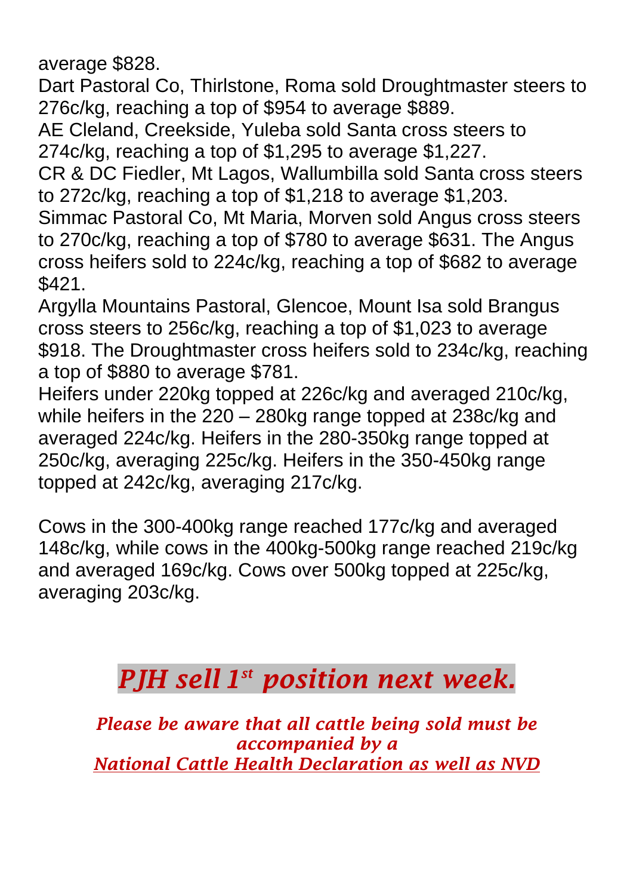average $828.
Dart Pastoral Co, Thirlstone, Roma sold Droughtmaster steers to 276c/kg, reaching a top of $954 to average $889.
AE Cleland, Creekside, Yuleba sold Santa cross steers to 274c/kg, reaching a top of $1,295 to average $1,227.
CR & DC Fiedler, Mt Lagos, Wallumbilla sold Santa cross steers to 272c/kg, reaching a top of $1,218 to average $1,203.
Simmac Pastoral Co, Mt Maria, Morven sold Angus cross steers to 270c/kg, reaching a top of $780 to average $631. The Angus cross heifers sold to 224c/kg, reaching a top of $682 to average $421.
Argylla Mountains Pastoral, Glencoe, Mount Isa sold Brangus cross steers to 256c/kg, reaching a top of $1,023 to average $918. The Droughtmaster cross heifers sold to 234c/kg, reaching a top of $880 to average $781.
Heifers under 220kg topped at 226c/kg and averaged 210c/kg, while heifers in the 220 – 280kg range topped at 238c/kg and averaged 224c/kg. Heifers in the 280-350kg range topped at 250c/kg, averaging 225c/kg. Heifers in the 350-450kg range topped at 242c/kg, averaging 217c/kg.

Cows in the 300-400kg range reached 177c/kg and averaged 148c/kg, while cows in the 400kg-500kg range reached 219c/kg and averaged 169c/kg. Cows over 500kg topped at 225c/kg, averaging 203c/kg.

## *PJH sell 1st position next week.*

***Please be aware that all cattle being sold must be accompanied by a National Cattle Health Declaration as well as NVD***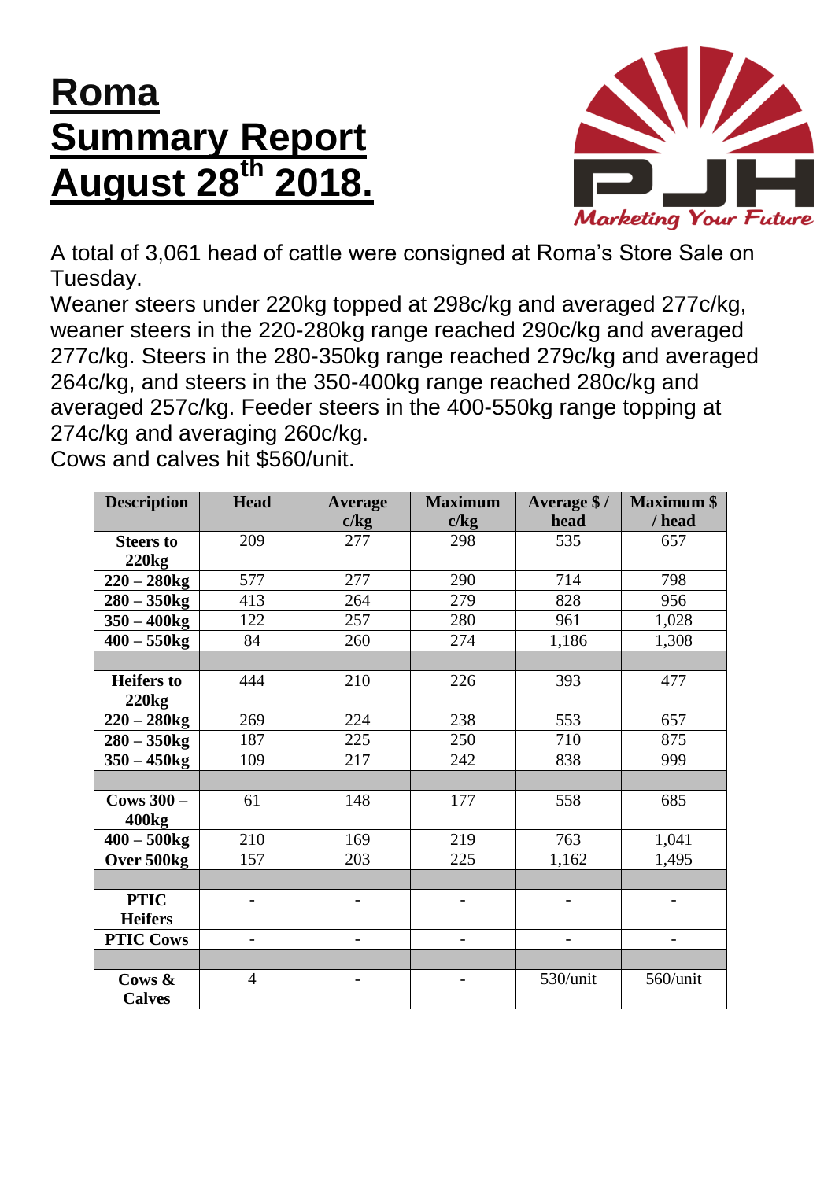# Roma Summary Report August 28th 2018.

Marketing Your Future

A total of 3,061 head of cattle were consigned at Roma's Store Sale on Tuesday.

Weaner steers under 220kg topped at 298c/kg and averaged 277c/kg, weaner steers in the 220-280kg range reached 290c/kg and averaged 277c/kg. Steers in the 280-350kg range reached 279c/kg and averaged 264c/kg, and steers in the 350-400kg range reached 280c/kg and averaged 257c/kg. Feeder steers in the 400-550kg range topping at 274c/kg and averaging 260c/kg.

Cows and calves hit $560/unit.

| Description | Head | Average c/kg | Maximum c/kg | Average $ / head | Maximum $ / head |
|---|---|---|---|---|---|
| **Steers to 220kg** | 209 | 277 | 298 | 535 | 657 |
| **220 – 280kg** | 577 | 277 | 290 | 714 | 798 |
| **280 – 350kg** | 413 | 264 | 279 | 828 | 956 |
| **350 – 400kg** | 122 | 257 | 280 | 961 | 1,028 |
| **400 – 550kg** | 84 | 260 | 274 | 1,186 | 1,308 |
| | | | | | |
| **Heifers to 220kg** | 444 | 210 | 226 | 393 | 477 |
| **220 – 280kg** | 269 | 224 | 238 | 553 | 657 |
| **280 – 350kg** | 187 | 225 | 250 | 710 | 875 |
| **350 – 450kg** | 109 | 217 | 242 | 838 | 999 |
| | | | | | |
| **Cows 300 – 400kg** | 61 | 148 | 177 | 558 | 685 |
| **400 – 500kg** | 210 | 169 | 219 | 763 | 1,041 |
| **Over 500kg** | 157 | 203 | 225 | 1,162 | 1,495 |
| | | | | | |
| **PTIC Heifers** | - | - | - | - | - |
| **PTIC Cows** | - | - | - | - | - |
| | | | | | |
| **Cows & Calves** | 4 | - | - | 530/unit | 560/unit |